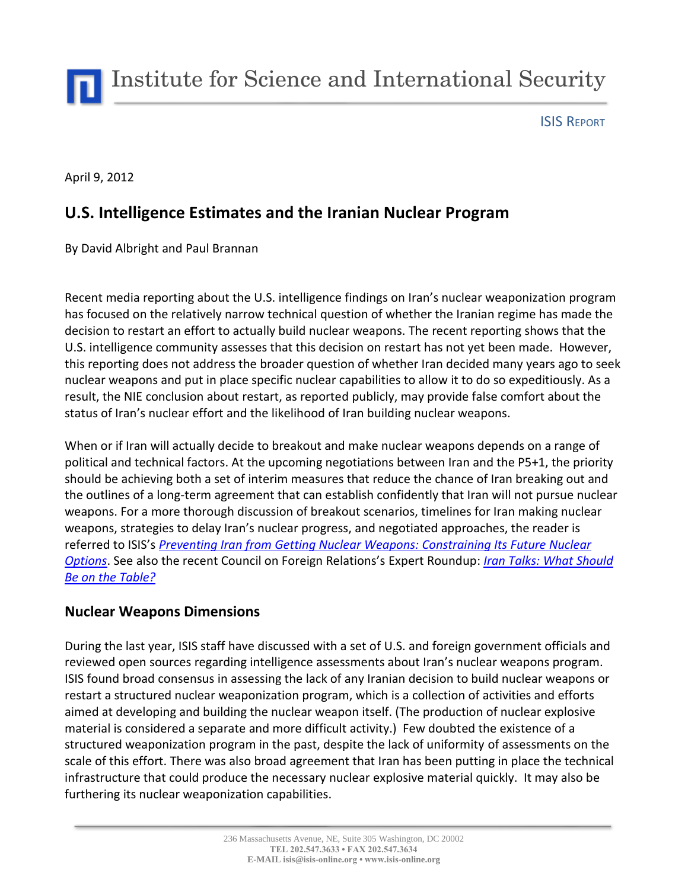# Institute for Science and International Security

ISIS REPORT

April 9, 2012

## U.S. Intelligence Estimates and the Iranian Nuclear Program

By David Albright and Paul Brannan

Recent media reporting about the U.S. intelligence findings on Iran's nuclear weaponization program has focused on the relatively narrow technical question of whether the Iranian regime has made the decision to restart an effort to actually build nuclear weapons. The recent reporting shows that the U.S. intelligence community assesses that this decision on restart has not yet been made. However, this reporting does not address the broader question of whether Iran decided many years ago to seek nuclear weapons and put in place specific nuclear capabilities to allow it to do so expeditiously. As a result, the NIE conclusion about restart, as reported publicly, may provide false comfort about the status of Iran's nuclear effort and the likelihood of Iran building nuclear weapons.

When or if Iran will actually decide to breakout and make nuclear weapons depends on a range of political and technical factors. At the upcoming negotiations between Iran and the P5+1, the priority should be achieving both a set of interim measures that reduce the chance of Iran breaking out and the outlines of a long-term agreement that can establish confidently that Iran will not pursue nuclear weapons. For a more thorough discussion of breakout scenarios, timelines for Iran making nuclear weapons, strategies to delay Iran's nuclear progress, and negotiated approaches, the reader is referred to ISIS's *Preventing Iran from Getting Nuclear Weapons: Constraining Its Future Nuclear Options*. See also the recent Council on Foreign Relations's Expert Roundup: *Iran Talks: What Should Be on the Table?*

### Nuclear Weapons Dimensions

During the last year, ISIS staff have discussed with a set of U.S. and foreign government officials and reviewed open sources regarding intelligence assessments about Iran's nuclear weapons program. ISIS found broad consensus in assessing the lack of any Iranian decision to build nuclear weapons or restart a structured nuclear weaponization program, which is a collection of activities and efforts aimed at developing and building the nuclear weapon itself. (The production of nuclear explosive material is considered a separate and more difficult activity.) Few doubted the existence of a structured weaponization program in the past, despite the lack of uniformity of assessments on the scale of this effort. There was also broad agreement that Iran has been putting in place the technical infrastructure that could produce the necessary nuclear explosive material quickly. It may also be furthering its nuclear weaponization capabilities.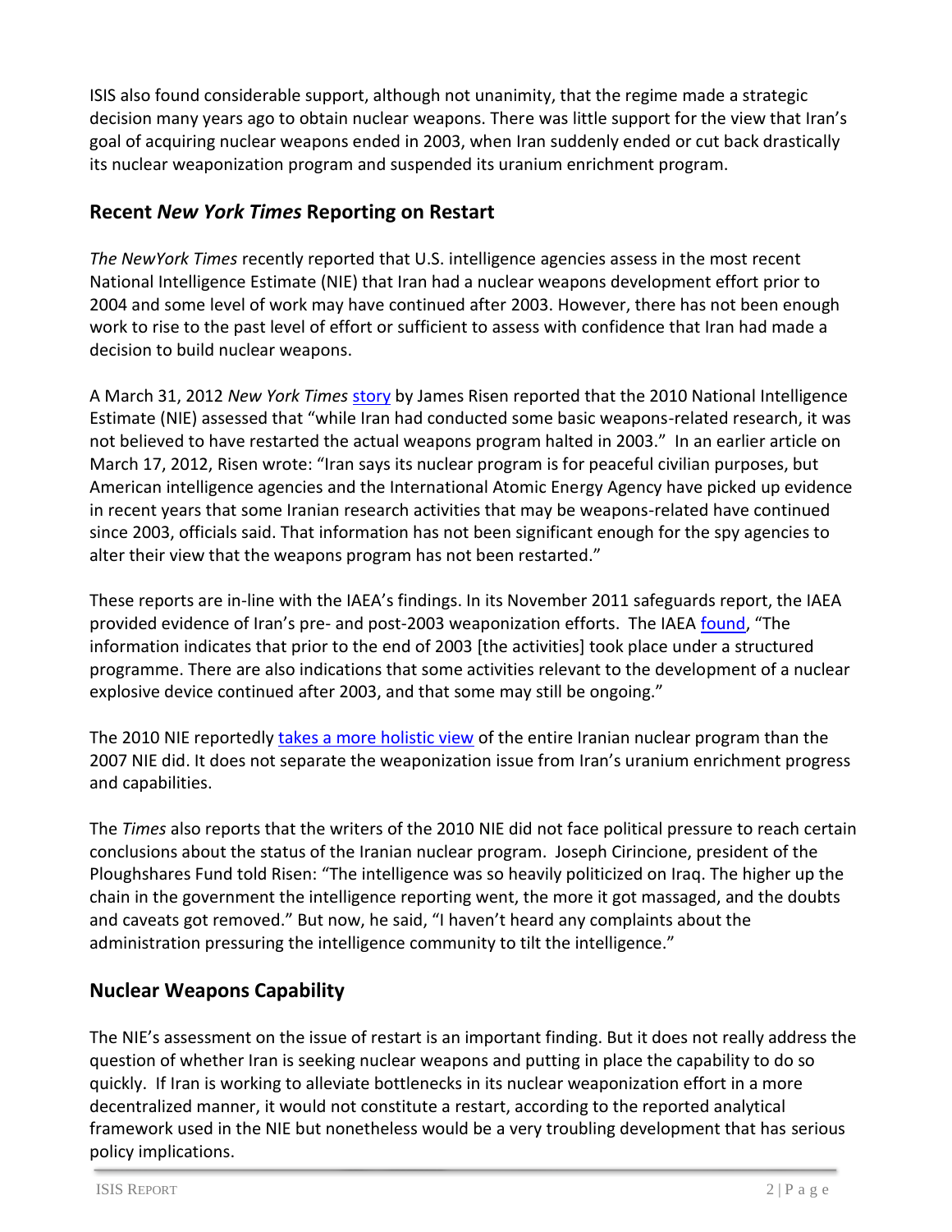ISIS also found considerable support, although not unanimity, that the regime made a strategic decision many years ago to obtain nuclear weapons. There was little support for the view that Iran's goal of acquiring nuclear weapons ended in 2003, when Iran suddenly ended or cut back drastically its nuclear weaponization program and suspended its uranium enrichment program.

## Recent *New York Times* Reporting on Restart

*The NewYork Times* recently reported that U.S. intelligence agencies assess in the most recent National Intelligence Estimate (NIE) that Iran had a nuclear weapons development effort prior to 2004 and some level of work may have continued after 2003. However, there has not been enough work to rise to the past level of effort or sufficient to assess with confidence that Iran had made a decision to build nuclear weapons.

A March 31, 2012 *New York Times* story by James Risen reported that the 2010 National Intelligence Estimate (NIE) assessed that "while Iran had conducted some basic weapons-related research, it was not believed to have restarted the actual weapons program halted in 2003." In an earlier article on March 17, 2012, Risen wrote: "Iran says its nuclear program is for peaceful civilian purposes, but American intelligence agencies and the International Atomic Energy Agency have picked up evidence in recent years that some Iranian research activities that may be weapons-related have continued since 2003, officials said. That information has not been significant enough for the spy agencies to alter their view that the weapons program has not been restarted."

These reports are in-line with the IAEA's findings. In its November 2011 safeguards report, the IAEA provided evidence of Iran's pre- and post-2003 weaponization efforts. The IAEA found, "The information indicates that prior to the end of 2003 [the activities] took place under a structured programme. There are also indications that some activities relevant to the development of a nuclear explosive device continued after 2003, and that some may still be ongoing."

The 2010 NIE reportedly takes a more holistic view of the entire Iranian nuclear program than the 2007 NIE did. It does not separate the weaponization issue from Iran's uranium enrichment progress and capabilities.

The *Times* also reports that the writers of the 2010 NIE did not face political pressure to reach certain conclusions about the status of the Iranian nuclear program. Joseph Cirincione, president of the Ploughshares Fund told Risen: "The intelligence was so heavily politicized on Iraq. The higher up the chain in the government the intelligence reporting went, the more it got massaged, and the doubts and caveats got removed." But now, he said, "I haven't heard any complaints about the administration pressuring the intelligence community to tilt the intelligence."

## Nuclear Weapons Capability

The NIE's assessment on the issue of restart is an important finding. But it does not really address the question of whether Iran is seeking nuclear weapons and putting in place the capability to do so quickly. If Iran is working to alleviate bottlenecks in its nuclear weaponization effort in a more decentralized manner, it would not constitute a restart, according to the reported analytical framework used in the NIE but nonetheless would be a very troubling development that has serious policy implications.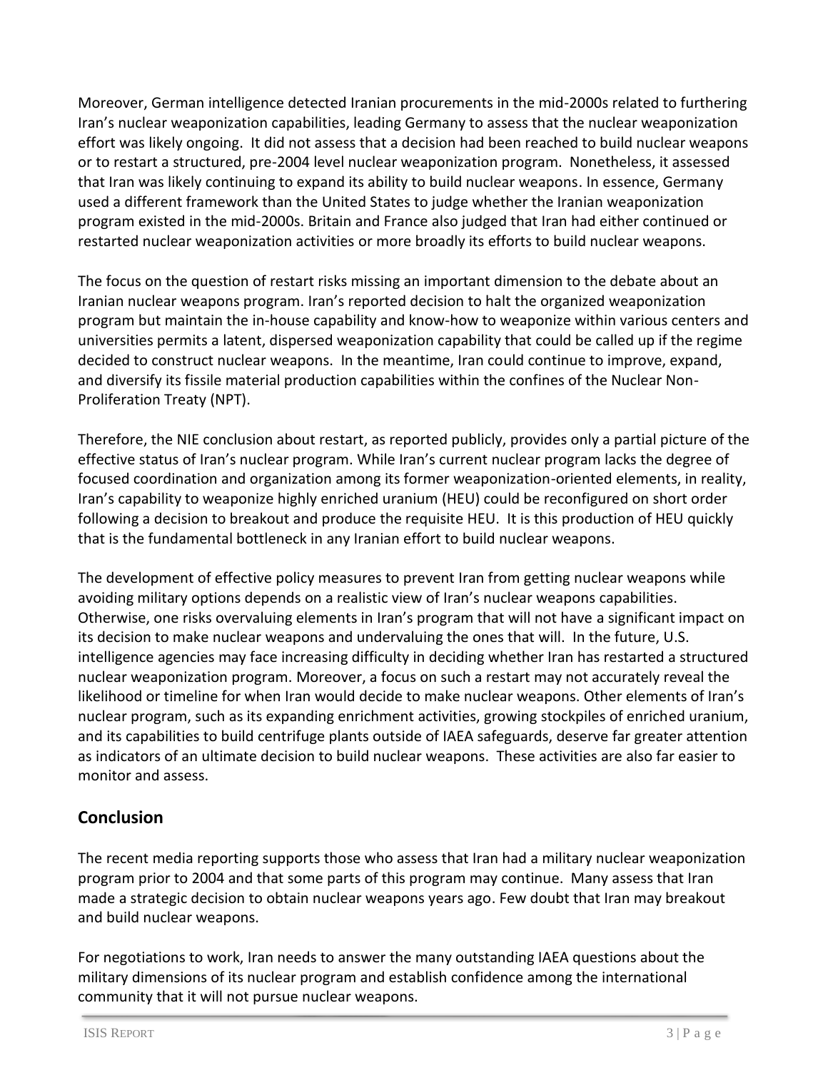Moreover, German intelligence detected Iranian procurements in the mid-2000s related to furthering Iran's nuclear weaponization capabilities, leading Germany to assess that the nuclear weaponization effort was likely ongoing. It did not assess that a decision had been reached to build nuclear weapons or to restart a structured, pre-2004 level nuclear weaponization program. Nonetheless, it assessed that Iran was likely continuing to expand its ability to build nuclear weapons. In essence, Germany used a different framework than the United States to judge whether the Iranian weaponization program existed in the mid-2000s. Britain and France also judged that Iran had either continued or restarted nuclear weaponization activities or more broadly its efforts to build nuclear weapons.

The focus on the question of restart risks missing an important dimension to the debate about an Iranian nuclear weapons program. Iran's reported decision to halt the organized weaponization program but maintain the in-house capability and know-how to weaponize within various centers and universities permits a latent, dispersed weaponization capability that could be called up if the regime decided to construct nuclear weapons. In the meantime, Iran could continue to improve, expand, and diversify its fissile material production capabilities within the confines of the Nuclear Non-Proliferation Treaty (NPT).

Therefore, the NIE conclusion about restart, as reported publicly, provides only a partial picture of the effective status of Iran's nuclear program. While Iran's current nuclear program lacks the degree of focused coordination and organization among its former weaponization-oriented elements, in reality, Iran's capability to weaponize highly enriched uranium (HEU) could be reconfigured on short order following a decision to breakout and produce the requisite HEU. It is this production of HEU quickly that is the fundamental bottleneck in any Iranian effort to build nuclear weapons.

The development of effective policy measures to prevent Iran from getting nuclear weapons while avoiding military options depends on a realistic view of Iran's nuclear weapons capabilities. Otherwise, one risks overvaluing elements in Iran's program that will not have a significant impact on its decision to make nuclear weapons and undervaluing the ones that will. In the future, U.S. intelligence agencies may face increasing difficulty in deciding whether Iran has restarted a structured nuclear weaponization program. Moreover, a focus on such a restart may not accurately reveal the likelihood or timeline for when Iran would decide to make nuclear weapons. Other elements of Iran's nuclear program, such as its expanding enrichment activities, growing stockpiles of enriched uranium, and its capabilities to build centrifuge plants outside of IAEA safeguards, deserve far greater attention as indicators of an ultimate decision to build nuclear weapons. These activities are also far easier to monitor and assess.

## Conclusion

The recent media reporting supports those who assess that Iran had a military nuclear weaponization program prior to 2004 and that some parts of this program may continue. Many assess that Iran made a strategic decision to obtain nuclear weapons years ago. Few doubt that Iran may breakout and build nuclear weapons.

For negotiations to work, Iran needs to answer the many outstanding IAEA questions about the military dimensions of its nuclear program and establish confidence among the international community that it will not pursue nuclear weapons.